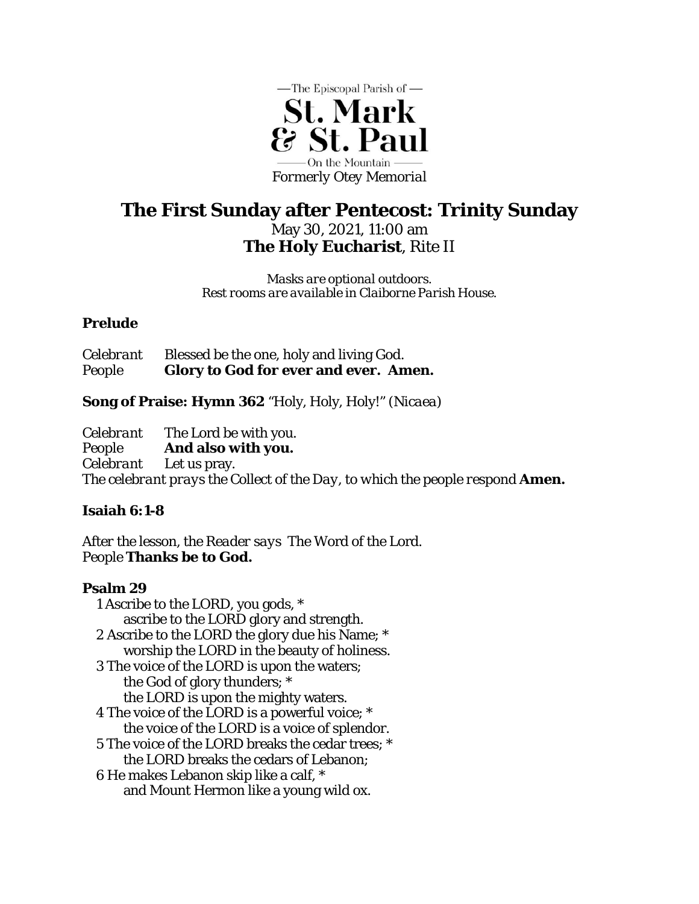—The Episcopal Parish of —

**St. Mark & St. Paul**

—— On the Mountain ——

*Formerly Otey Memorial*

# The First Sunday after Pentecost: Trinity Sunday

May 30, 2021, 11:00 am

**The Holy Eucharist**, Rite II

*Masks are optional outdoors.*
*Rest rooms are available in Claiborne Parish House.*

**Prelude**

*Celebrant* Blessed be the one, holy and living God.
*People* **Glory to God for ever and ever. Amen.**

**Song of Praise: Hymn 362** "Holy, Holy, Holy!" (*Nicaea*)

*Celebrant* The Lord be with you.
*People* **And also with you.**
*Celebrant* Let us pray.
*The celebrant prays the Collect of the Day, to which the people respond* **Amen.**

**Isaiah 6:1-8**

*After the lesson, the Reader says* The Word of the Lord.
*People* **Thanks be to God.**

**Psalm 29**

1 Ascribe to the LORD, you gods, *
  ascribe to the LORD glory and strength.
2 Ascribe to the LORD the glory due his Name; *
  worship the LORD in the beauty of holiness.
3 The voice of the LORD is upon the waters;
  the God of glory thunders; *
  the LORD is upon the mighty waters.
4 The voice of the LORD is a powerful voice; *
  the voice of the LORD is a voice of splendor.
5 The voice of the LORD breaks the cedar trees; *
  the LORD breaks the cedars of Lebanon;
6 He makes Lebanon skip like a calf, *
  and Mount Hermon like a young wild ox.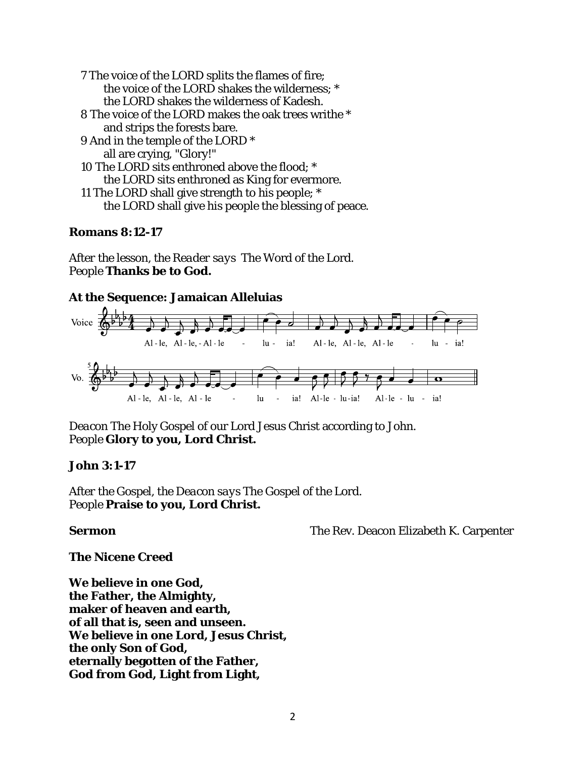7 The voice of the LORD splits the flames of fire;
    the voice of the LORD shakes the wilderness; *
    the LORD shakes the wilderness of Kadesh.

8 The voice of the LORD makes the oak trees writhe *
    and strips the forests bare.

9 And in the temple of the LORD *
    all are crying, "Glory!"

10 The LORD sits enthroned above the flood; *
    the LORD sits enthroned as King for evermore.

11 The LORD shall give strength to his people; *
    the LORD shall give his people the blessing of peace.

**Romans 8:12-17**

*After the lesson, the Reader says* The Word of the Lord.
*People* **Thanks be to God.**

**At the Sequence: Jamaican Alleluias**

Al - le, Al - le, - Al - le - lu - ia! Al - le, Al - le, Al - le - lu - ia!

Al - le, Al - le, Al - le - lu - ia! Al - le - lu - ia! Al - le - lu - ia!

*Deacon* The Holy Gospel of our Lord Jesus Christ according to John.
*People* **Glory to you, Lord Christ.**

**John 3:1-17**

*After the Gospel, the Deacon says* The Gospel of the Lord.
*People* **Praise to you, Lord Christ.**

**Sermon** The Rev. Deacon Elizabeth K. Carpenter

**The Nicene Creed**

**We believe in one God,**
**the Father, the Almighty,**
**maker of heaven and earth,**
**of all that is, seen and unseen.**
**We believe in one Lord, Jesus Christ,**
**the only Son of God,**
**eternally begotten of the Father,**
**God from God, Light from Light,**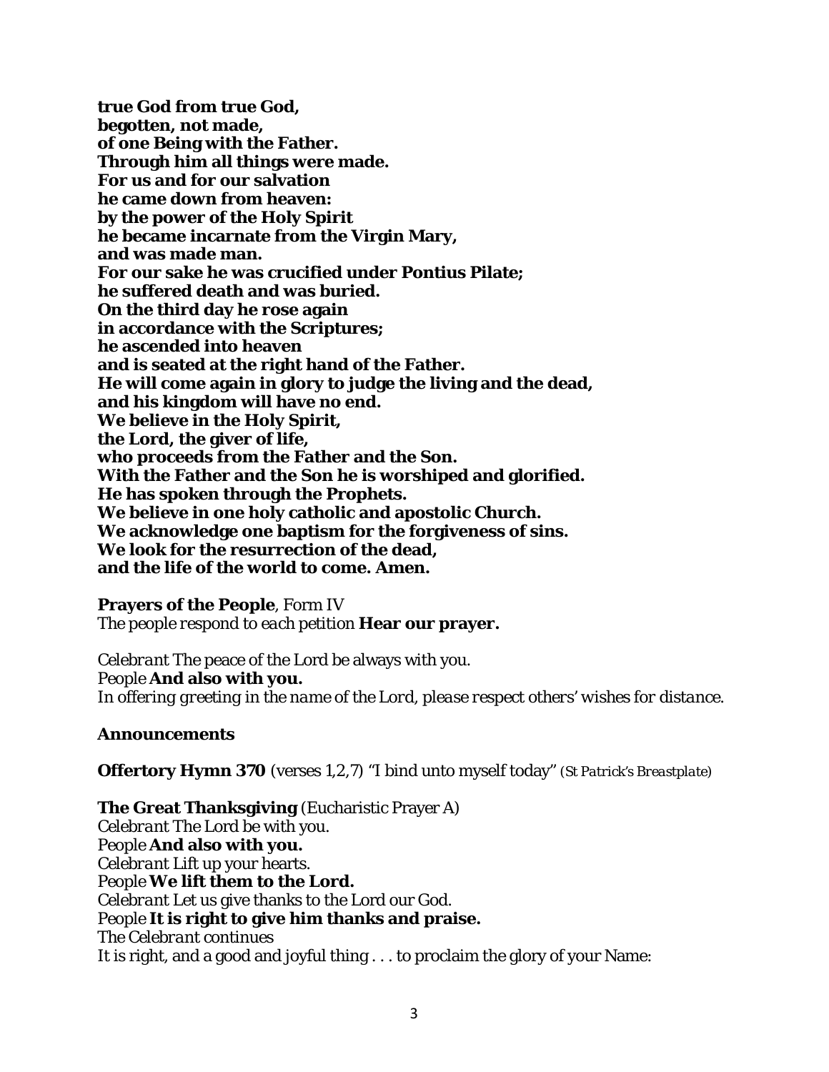**true God from true God,**
**begotten, not made,**
**of one Being with the Father.**
**Through him all things were made.**
**For us and for our salvation**
**he came down from heaven:**
**by the power of the Holy Spirit**
**he became incarnate from the Virgin Mary,**
**and was made man.**
**For our sake he was crucified under Pontius Pilate;**
**he suffered death and was buried.**
**On the third day he rose again**
**in accordance with the Scriptures;**
**he ascended into heaven**
**and is seated at the right hand of the Father.**
**He will come again in glory to judge the living and the dead,**
**and his kingdom will have no end.**
**We believe in the Holy Spirit,**
**the Lord, the giver of life,**
**who proceeds from the Father and the Son.**
**With the Father and the Son he is worshiped and glorified.**
**He has spoken through the Prophets.**
**We believe in one holy catholic and apostolic Church.**
**We acknowledge one baptism for the forgiveness of sins.**
**We look for the resurrection of the dead,**
**and the life of the world to come. Amen.**

**Prayers of the People**, Form IV
*The people respond to each petition* **Hear our prayer.**

*Celebrant* The peace of the Lord be always with you.
*People* **And also with you.**
*In offering greeting in the name of the Lord, please respect others' wishes for distance.*

**Announcements**

**Offertory Hymn 370** (verses 1,2,7) "I bind unto myself today" (*St Patrick's Breastplate*)

**The Great Thanksgiving** (Eucharistic Prayer A)
*Celebrant* The Lord be with you.
*People* **And also with you.**
*Celebrant* Lift up your hearts.
*People* **We lift them to the Lord.**
*Celebrant* Let us give thanks to the Lord our God.
*People* **It is right to give him thanks and praise.**
*The Celebrant continues*
It is right, and a good and joyful thing . . . to proclaim the glory of your Name: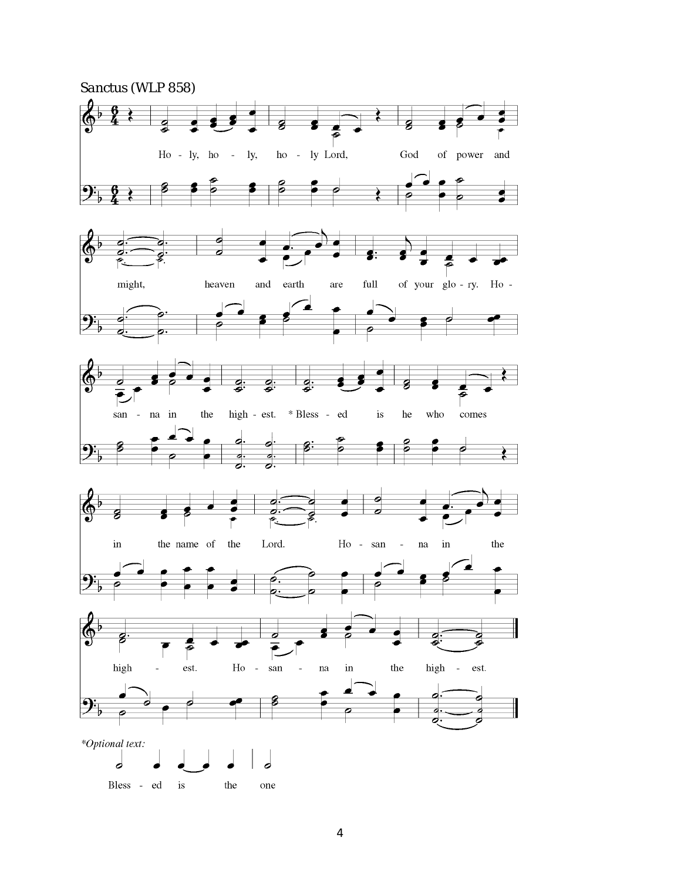Sanctus (WLP 858)

Ho - ly, ho - ly, ho - ly Lord, God of power and might, heaven and earth are full of your glo - ry. Ho - san - na in the high - est. * Bless - ed is he who comes in the name of the Lord. Ho - san - na in the high - est. Ho - san - na in the high - est.

*Optional text:*

Bless - ed is the one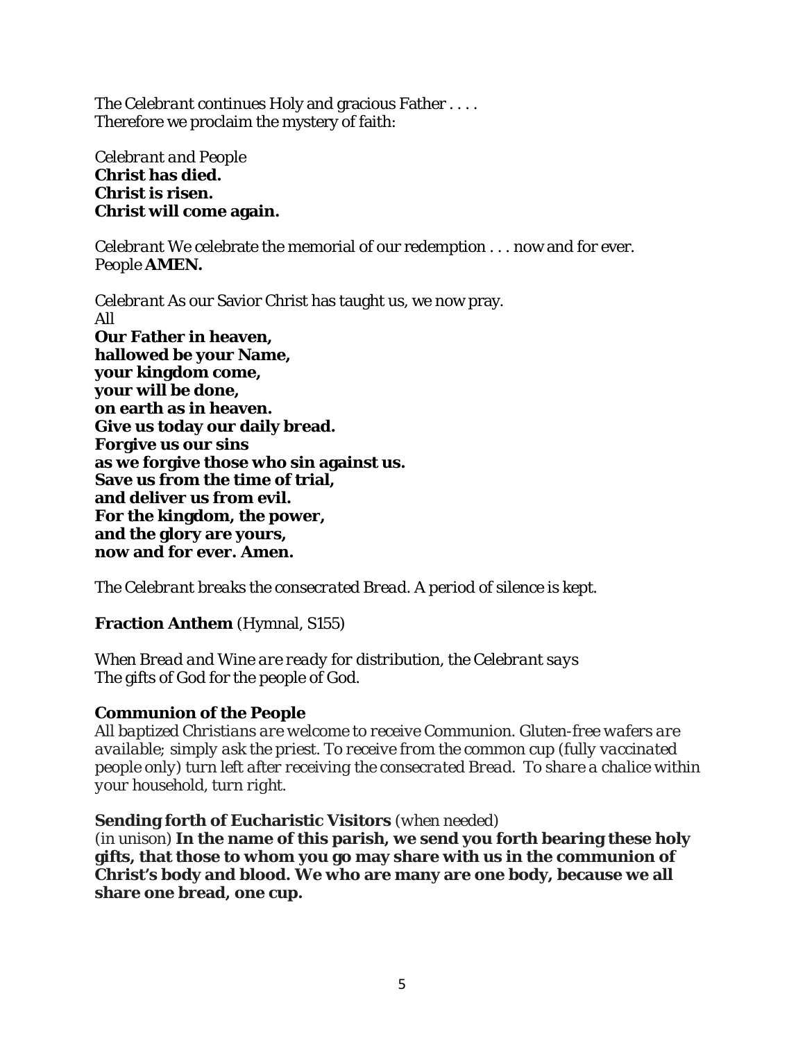*The Celebrant continues* Holy and gracious Father . . . .
Therefore we proclaim the mystery of faith:

*Celebrant and People*
**Christ has died.**
**Christ is risen.**
**Christ will come again.**

*Celebrant* We celebrate the memorial of our redemption . . . now and for ever.
*People* **AMEN.**

*Celebrant* As our Savior Christ has taught us, we now pray.
*All*
**Our Father in heaven,**
**hallowed be your Name,**
**your kingdom come,**
**your will be done,**
**on earth as in heaven.**
**Give us today our daily bread.**
**Forgive us our sins**
**as we forgive those who sin against us.**
**Save us from the time of trial,**
**and deliver us from evil.**
**For the kingdom, the power,**
**and the glory are yours,**
**now and for ever. Amen.**

*The Celebrant breaks the consecrated Bread. A period of silence is kept.*

**Fraction Anthem** (Hymnal, S155)

*When Bread and Wine are ready for distribution, the Celebrant says*
The gifts of God for the people of God.

**Communion of the People**
*All baptized Christians are welcome to receive Communion. Gluten-free wafers are available; simply ask the priest. To receive from the common cup (fully vaccinated people only) turn left after receiving the consecrated Bread. To share a chalice within your household, turn right.*

**Sending forth of Eucharistic Visitors** (when needed)
(in unison) **In the name of this parish, we send you forth bearing these holy gifts, that those to whom you go may share with us in the communion of Christ's body and blood. We who are many are one body, because we all share one bread, one cup.**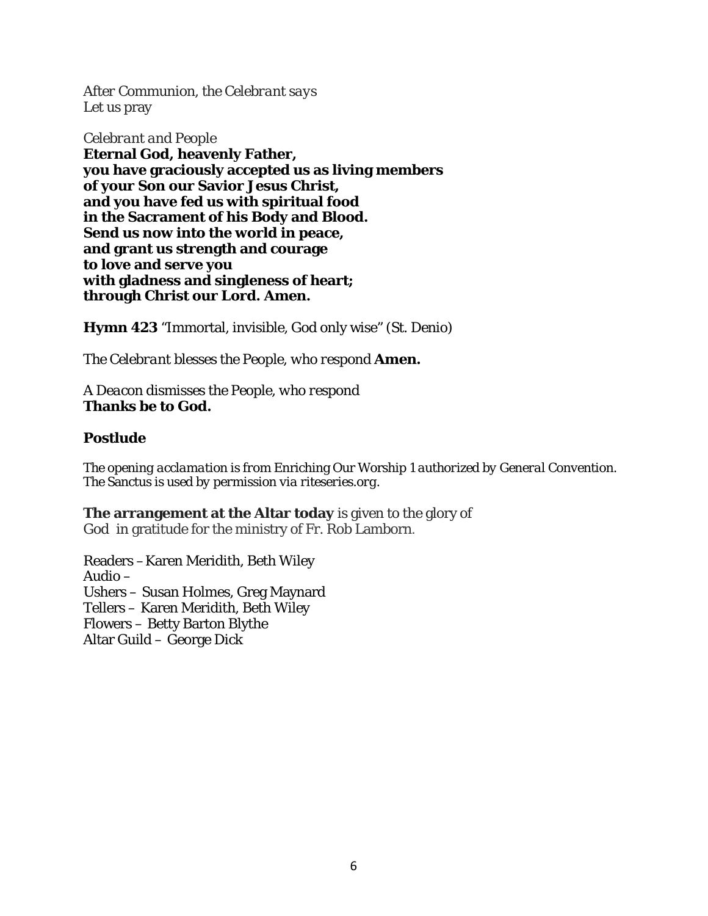*After Communion, the Celebrant says*
*Let us pray*

*Celebrant and People*
**Eternal God, heavenly Father,**
**you have graciously accepted us as living members**
**of your Son our Savior Jesus Christ,**
**and you have fed us with spiritual food**
**in the Sacrament of his Body and Blood.**
**Send us now into the world in peace,**
**and grant us strength and courage**
**to love and serve you**
**with gladness and singleness of heart;**
**through Christ our Lord. Amen.**

**Hymn 423** "Immortal, invisible, God only wise" (St. Denio)

*The Celebrant blesses the People, who respond* **Amen.**

*A Deacon dismisses the People, who respond*
**Thanks be to God.**

**Postlude**

*The opening acclamation is from Enriching Our Worship 1 authorized by General Convention. The Sanctus is used by permission via riteseries.org.*

**The arrangement at the Altar today** is given to the glory of God in gratitude for the ministry of Fr. Rob Lamborn.

Readers – Karen Meridith, Beth Wiley
Audio –
Ushers – Susan Holmes, Greg Maynard
Tellers – Karen Meridith, Beth Wiley
Flowers – Betty Barton Blythe
Altar Guild – George Dick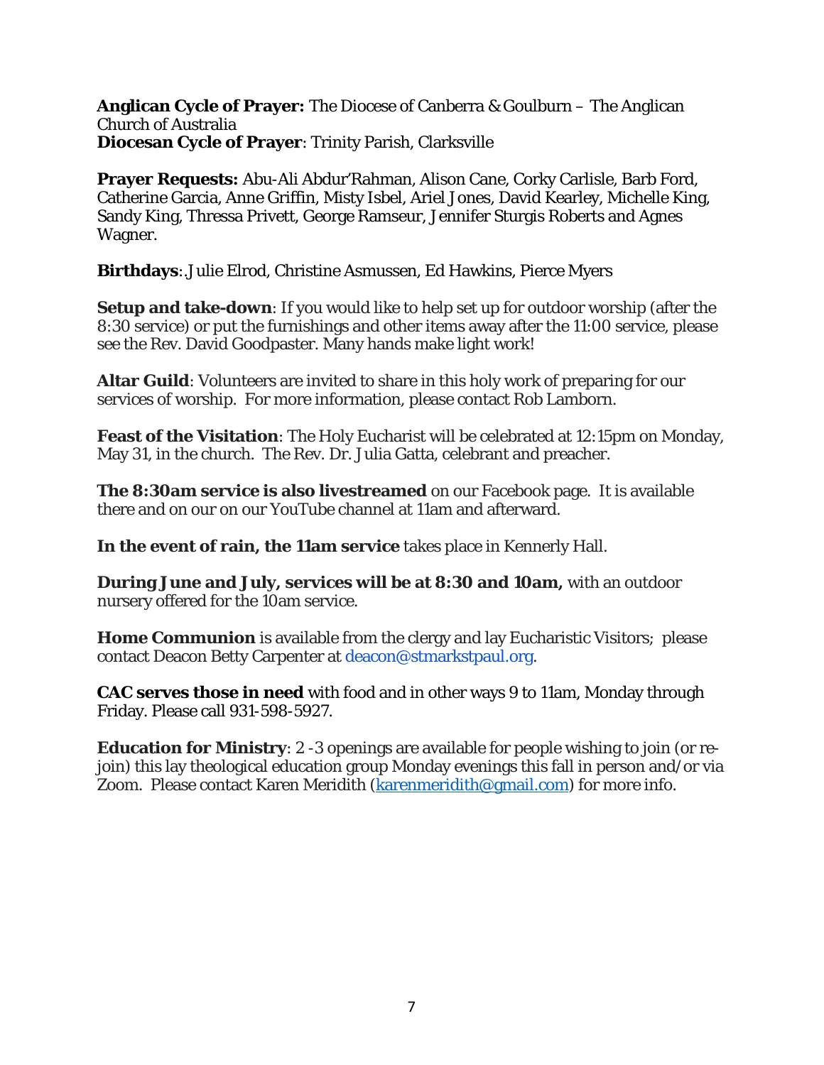**Anglican Cycle of Prayer:** The Diocese of Canberra & Goulburn – The Anglican Church of Australia
**Diocesan Cycle of Prayer**: Trinity Parish, Clarksville

**Prayer Requests:** Abu-Ali Abdur'Rahman, Alison Cane, Corky Carlisle, Barb Ford, Catherine Garcia, Anne Griffin, Misty Isbel, Ariel Jones, David Kearley, Michelle King, Sandy King, Thressa Privett, George Ramseur, Jennifer Sturgis Roberts and Agnes Wagner.

**Birthdays**: Julie Elrod, Christine Asmussen, Ed Hawkins, Pierce Myers

**Setup and take-down**: If you would like to help set up for outdoor worship (after the 8:30 service) or put the furnishings and other items away after the 11:00 service, please see the Rev. David Goodpaster. Many hands make light work!

**Altar Guild**: Volunteers are invited to share in this holy work of preparing for our services of worship. For more information, please contact Rob Lamborn.

**Feast of the Visitation**: The Holy Eucharist will be celebrated at 12:15pm on Monday, May 31, in the church. The Rev. Dr. Julia Gatta, celebrant and preacher.

**The 8:30am service is also livestreamed** on our Facebook page. It is available there and on our on our YouTube channel at 11am and afterward.

**In the event of rain, the 11am service** takes place in Kennerly Hall.

**During June and July, services will be at 8:30 and 10am,** with an outdoor nursery offered for the 10am service.

**Home Communion** is available from the clergy and lay Eucharistic Visitors; please contact Deacon Betty Carpenter at deacon@stmarkstpaul.org.

**CAC serves those in need** with food and in other ways 9 to 11am, Monday through Friday. Please call 931-598-5927.

**Education for Ministry**: 2 -3 openings are available for people wishing to join (or re-join) this lay theological education group Monday evenings this fall in person and/or via Zoom. Please contact Karen Meridith (karenmeridith@gmail.com) for more info.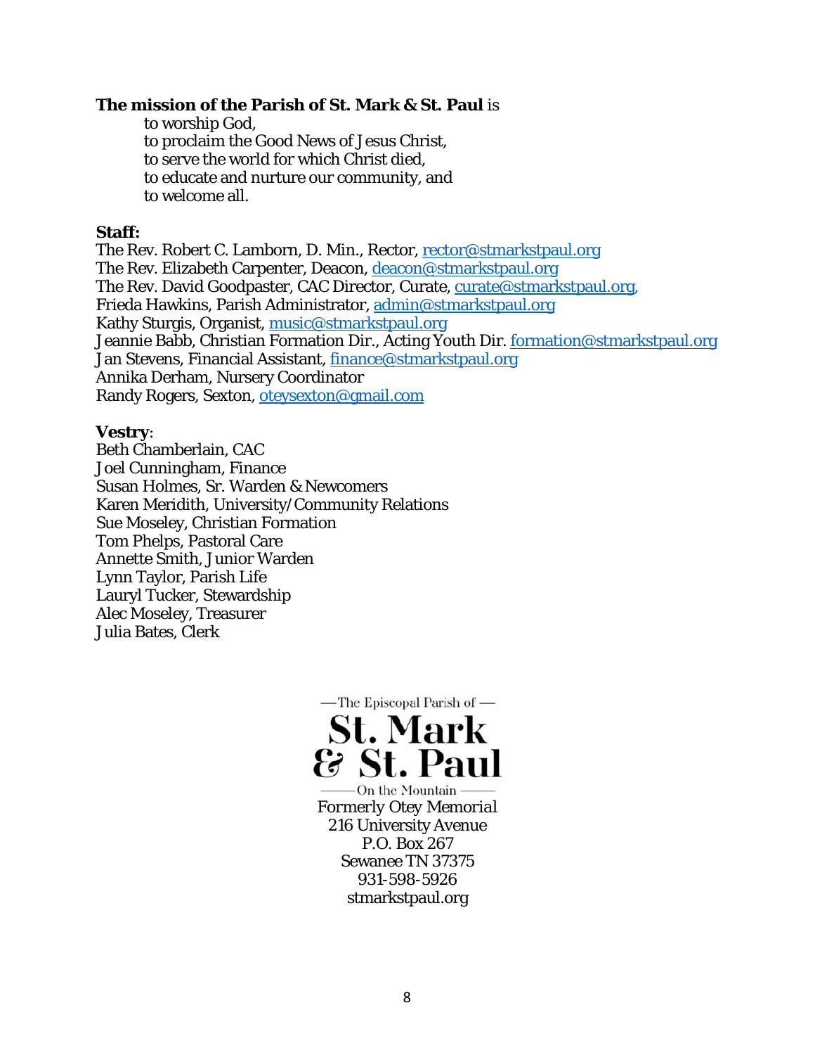**The mission of the Parish of St. Mark & St. Paul** is

to worship God,
to proclaim the Good News of Jesus Christ,
to serve the world for which Christ died,
to educate and nurture our community, and
to welcome all.

**Staff:**

The Rev. Robert C. Lamborn, D. Min., Rector, rector@stmarkstpaul.org
The Rev. Elizabeth Carpenter, Deacon, deacon@stmarkstpaul.org
The Rev. David Goodpaster, CAC Director, Curate, curate@stmarkstpaul.org,
Frieda Hawkins, Parish Administrator, admin@stmarkstpaul.org
Kathy Sturgis, Organist, music@stmarkstpaul.org
Jeannie Babb, Christian Formation Dir., Acting Youth Dir. formation@stmarkstpaul.org
Jan Stevens, Financial Assistant, finance@stmarkstpaul.org
Annika Derham, Nursery Coordinator
Randy Rogers, Sexton, oteysexton@gmail.com

**Vestry**:

Beth Chamberlain, CAC
Joel Cunningham, Finance
Susan Holmes, Sr. Warden & Newcomers
Karen Meridith, University/Community Relations
Sue Moseley, Christian Formation
Tom Phelps, Pastoral Care
Annette Smith, Junior Warden
Lynn Taylor, Parish Life
Lauryl Tucker, Stewardship
Alec Moseley, Treasurer
Julia Bates, Clerk

—The Episcopal Parish of —
St. Mark
& St. Paul
—— On the Mountain ——
Formerly Otey Memorial
216 University Avenue
P.O. Box 267
Sewanee TN 37375
931-598-5926
stmarkstpaul.org